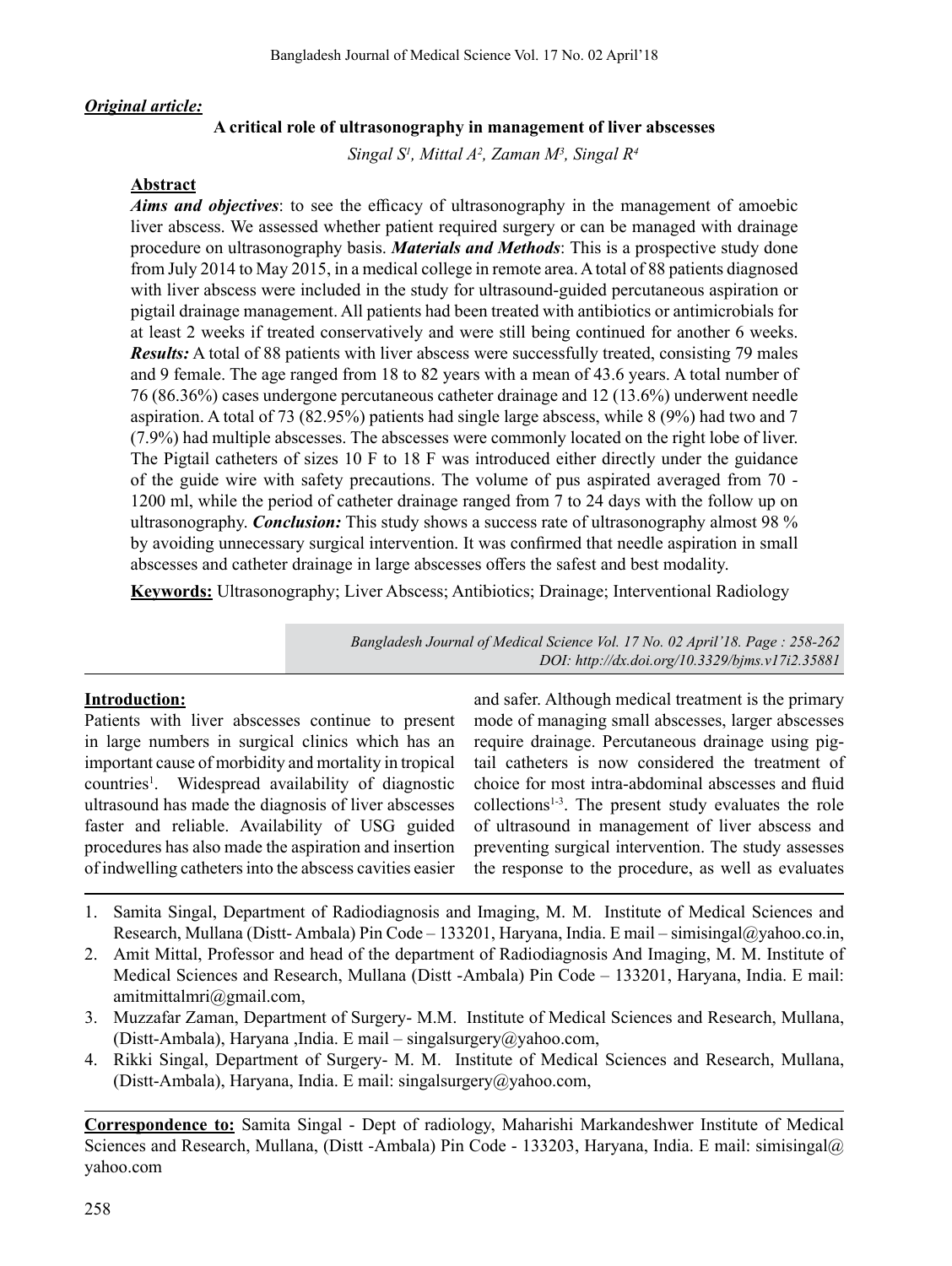***Original article:***

# A critical role of ultrasonography in management of liver abscesses

*Singal S[1], Mittal A[2], Zaman M[3], Singal R[4]*

## Abstract

***Aims and objectives***: to see the efficacy of ultrasonography in the management of amoebic liver abscess. We assessed whether patient required surgery or can be managed with drainage procedure on ultrasonography basis. ***Materials and Methods***: This is a prospective study done from July 2014 to May 2015, in a medical college in remote area. A total of 88 patients diagnosed with liver abscess were included in the study for ultrasound-guided percutaneous aspiration or pigtail drainage management. All patients had been treated with antibiotics or antimicrobials for at least 2 weeks if treated conservatively and were still being continued for another 6 weeks. ***Results:*** A total of 88 patients with liver abscess were successfully treated, consisting 79 males and 9 female. The age ranged from 18 to 82 years with a mean of 43.6 years. A total number of 76 (86.36%) cases undergone percutaneous catheter drainage and 12 (13.6%) underwent needle aspiration. A total of 73 (82.95%) patients had single large abscess, while 8 (9%) had two and 7 (7.9%) had multiple abscesses. The abscesses were commonly located on the right lobe of liver. The Pigtail catheters of sizes 10 F to 18 F was introduced either directly under the guidance of the guide wire with safety precautions. The volume of pus aspirated averaged from 70 - 1200 ml, while the period of catheter drainage ranged from 7 to 24 days with the follow up on ultrasonography. ***Conclusion:*** This study shows a success rate of ultrasonography almost 98 % by avoiding unnecessary surgical intervention. It was confirmed that needle aspiration in small abscesses and catheter drainage in large abscesses offers the safest and best modality.

**Keywords:** Ultrasonography; Liver Abscess; Antibiotics; Drainage; Interventional Radiology

*Bangladesh Journal of Medical Science Vol. 17 No. 02 April'18. Page : 258-262*
*DOI: http://dx.doi.org/10.3329/bjms.v17i2.35881*

## Introduction:

Patients with liver abscesses continue to present in large numbers in surgical clinics which has an important cause of morbidity and mortality in tropical countries[1]. Widespread availability of diagnostic ultrasound has made the diagnosis of liver abscesses faster and reliable. Availability of USG guided procedures has also made the aspiration and insertion of indwelling catheters into the abscess cavities easier and safer. Although medical treatment is the primary mode of managing small abscesses, larger abscesses require drainage. Percutaneous drainage using pig-tail catheters is now considered the treatment of choice for most intra-abdominal abscesses and fluid collections[1-3]. The present study evaluates the role of ultrasound in management of liver abscess and preventing surgical intervention. The study assesses the response to the procedure, as well as evaluates

1. Samita Singal, Department of Radiodiagnosis and Imaging, M. M. Institute of Medical Sciences and Research, Mullana (Distt- Ambala) Pin Code – 133201, Haryana, India. E mail – simisingal@yahoo.co.in,
2. Amit Mittal, Professor and head of the department of Radiodiagnosis And Imaging, M. M. Institute of Medical Sciences and Research, Mullana (Distt -Ambala) Pin Code – 133201, Haryana, India. E mail: amitmittalmri@gmail.com,
3. Muzzafar Zaman, Department of Surgery- M.M. Institute of Medical Sciences and Research, Mullana, (Distt-Ambala), Haryana ,India. E mail – singalsurgery@yahoo.com,
4. Rikki Singal, Department of Surgery- M. M. Institute of Medical Sciences and Research, Mullana, (Distt-Ambala), Haryana, India. E mail: singalsurgery@yahoo.com,

**Correspondence to:** Samita Singal - Dept of radiology, Maharishi Markandeshwer Institute of Medical Sciences and Research, Mullana, (Distt -Ambala) Pin Code - 133203, Haryana, India. E mail: simisingal@yahoo.com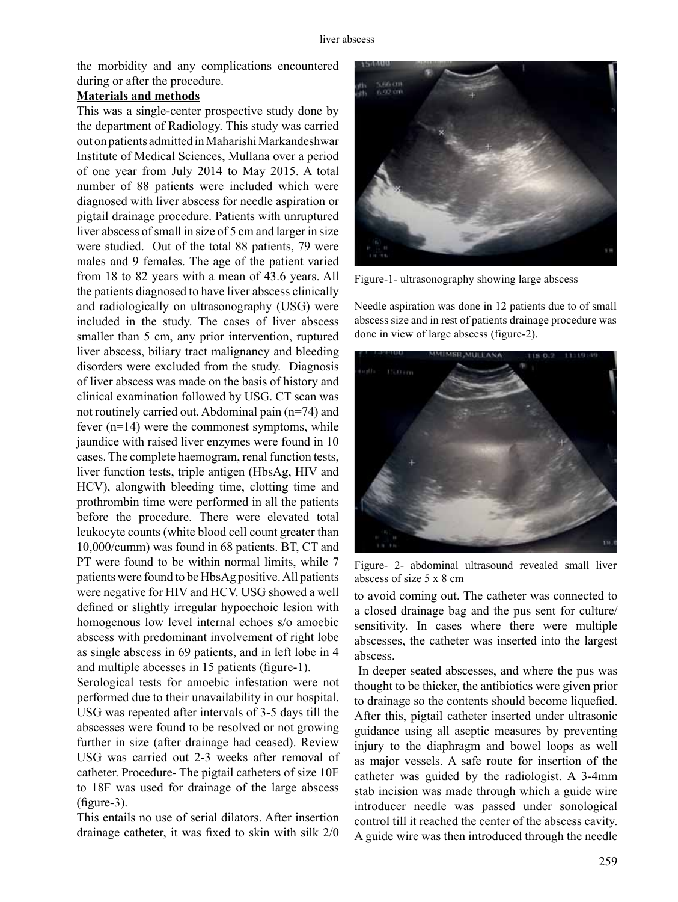the morbidity and any complications encountered during or after the procedure.

**Materials and methods**

This was a single-center prospective study done by the department of Radiology. This study was carried out on patients admitted in Maharishi Markandeshwar Institute of Medical Sciences, Mullana over a period of one year from July 2014 to May 2015. A total number of 88 patients were included which were diagnosed with liver abscess for needle aspiration or pigtail drainage procedure. Patients with unruptured liver abscess of small in size of 5 cm and larger in size were studied. Out of the total 88 patients, 79 were males and 9 females. The age of the patient varied from 18 to 82 years with a mean of 43.6 years. All the patients diagnosed to have liver abscess clinically and radiologically on ultrasonography (USG) were included in the study. The cases of liver abscess smaller than 5 cm, any prior intervention, ruptured liver abscess, biliary tract malignancy and bleeding disorders were excluded from the study. Diagnosis of liver abscess was made on the basis of history and clinical examination followed by USG. CT scan was not routinely carried out. Abdominal pain (n=74) and fever (n=14) were the commonest symptoms, while jaundice with raised liver enzymes were found in 10 cases. The complete haemogram, renal function tests, liver function tests, triple antigen (HbsAg, HIV and HCV), alongwith bleeding time, clotting time and prothrombin time were performed in all the patients before the procedure. There were elevated total leukocyte counts (white blood cell count greater than 10,000/cumm) was found in 68 patients. BT, CT and PT were found to be within normal limits, while 7 patients were found to be HbsAg positive. All patients were negative for HIV and HCV. USG showed a well defined or slightly irregular hypoechoic lesion with homogenous low level internal echoes s/o amoebic abscess with predominant involvement of right lobe as single abscess in 69 patients, and in left lobe in 4 and multiple abcesses in 15 patients (figure-1).

Serological tests for amoebic infestation were not performed due to their unavailability in our hospital. USG was repeated after intervals of 3-5 days till the abscesses were found to be resolved or not growing further in size (after drainage had ceased). Review USG was carried out 2-3 weeks after removal of catheter. Procedure- The pigtail catheters of size 10F to 18F was used for drainage of the large abscess (figure-3).

This entails no use of serial dilators. After insertion drainage catheter, it was fixed to skin with silk 2/0 to avoid coming out. The catheter was connected to a closed drainage bag and the pus sent for culture/ sensitivity. In cases where there were multiple abscesses, the catheter was inserted into the largest abscess.

Figure-1- ultrasonography showing large abscess

Needle aspiration was done in 12 patients due to of small abscess size and in rest of patients drainage procedure was done in view of large abscess (figure-2).

Figure- 2- abdominal ultrasound revealed small liver abscess of size 5 x 8 cm

In deeper seated abscesses, and where the pus was thought to be thicker, the antibiotics were given prior to drainage so the contents should become liquefied. After this, pigtail catheter inserted under ultrasonic guidance using all aseptic measures by preventing injury to the diaphragm and bowel loops as well as major vessels. A safe route for insertion of the catheter was guided by the radiologist. A 3-4mm stab incision was made through which a guide wire introducer needle was passed under sonological control till it reached the center of the abscess cavity. A guide wire was then introduced through the needle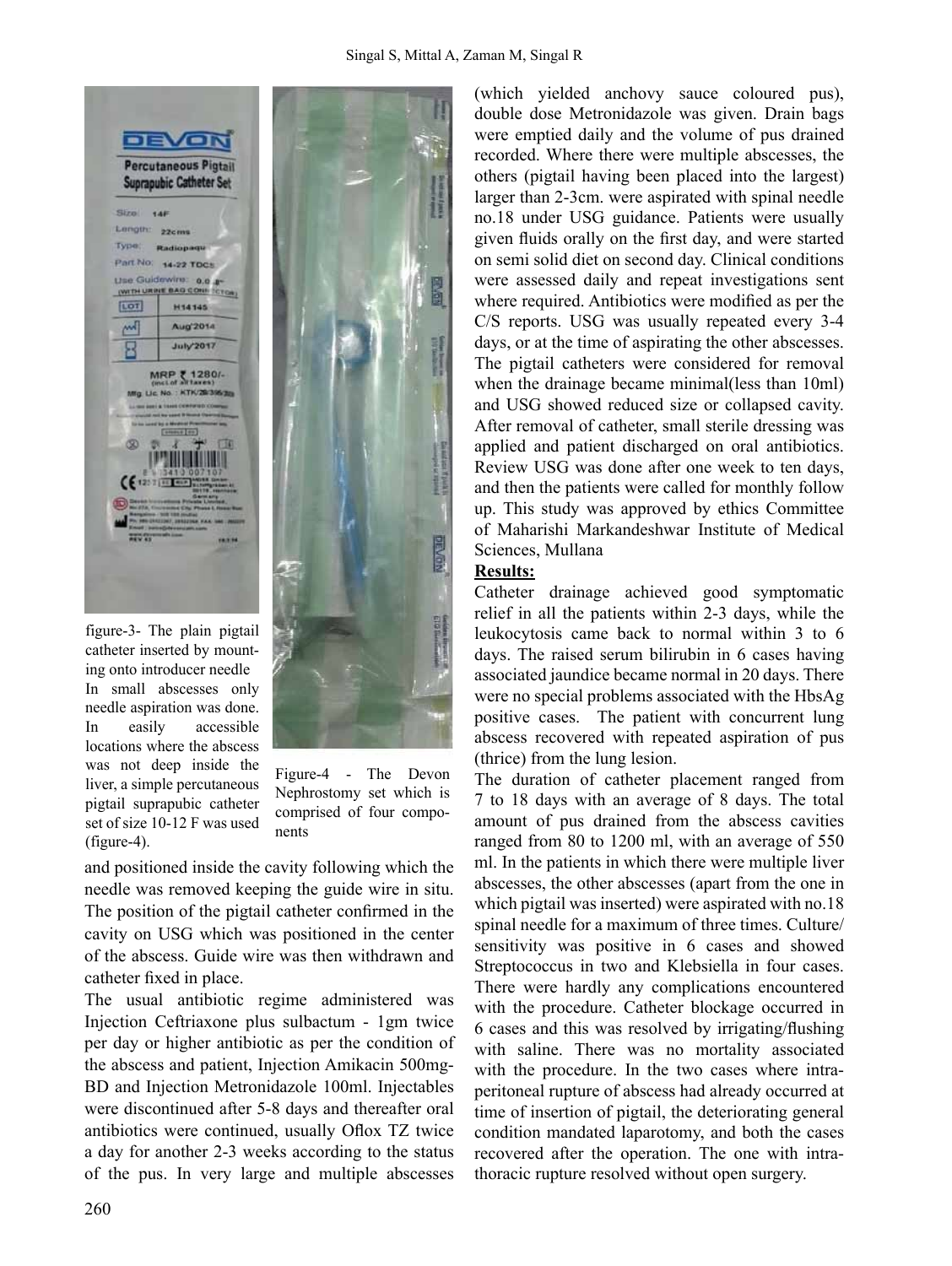figure-3- The plain pigtail catheter inserted by mounting onto introducer needle In small abscesses only needle aspiration was done. In easily accessible locations where the abscess was not deep inside the liver, a simple percutaneous pigtail suprapubic catheter set of size 10-12 F was used (figure-4).

Figure-4 - The Devon Nephrostomy set which is comprised of four components

and positioned inside the cavity following which the needle was removed keeping the guide wire in situ. The position of the pigtail catheter confirmed in the cavity on USG which was positioned in the center of the abscess. Guide wire was then withdrawn and catheter fixed in place.

The usual antibiotic regime administered was Injection Ceftriaxone plus sulbactum - 1gm twice per day or higher antibiotic as per the condition of the abscess and patient, Injection Amikacin 500mg-BD and Injection Metronidazole 100ml. Injectables were discontinued after 5-8 days and thereafter oral antibiotics were continued, usually Oflox TZ twice a day for another 2-3 weeks according to the status of the pus. In very large and multiple abscesses (which yielded anchovy sauce coloured pus), double dose Metronidazole was given. Drain bags were emptied daily and the volume of pus drained recorded. Where there were multiple abscesses, the others (pigtail having been placed into the largest) larger than 2-3cm. were aspirated with spinal needle no.18 under USG guidance. Patients were usually given fluids orally on the first day, and were started on semi solid diet on second day. Clinical conditions were assessed daily and repeat investigations sent where required. Antibiotics were modified as per the C/S reports. USG was usually repeated every 3-4 days, or at the time of aspirating the other abscesses. The pigtail catheters were considered for removal when the drainage became minimal(less than 10ml) and USG showed reduced size or collapsed cavity. After removal of catheter, small sterile dressing was applied and patient discharged on oral antibiotics. Review USG was done after one week to ten days, and then the patients were called for monthly follow up. This study was approved by ethics Committee of Maharishi Markandeshwar Institute of Medical Sciences, Mullana

**Results:**

Catheter drainage achieved good symptomatic relief in all the patients within 2-3 days, while the leukocytosis came back to normal within 3 to 6 days. The raised serum bilirubin in 6 cases having associated jaundice became normal in 20 days. There were no special problems associated with the HbsAg positive cases. The patient with concurrent lung abscess recovered with repeated aspiration of pus (thrice) from the lung lesion.

The duration of catheter placement ranged from 7 to 18 days with an average of 8 days. The total amount of pus drained from the abscess cavities ranged from 80 to 1200 ml, with an average of 550 ml. In the patients in which there were multiple liver abscesses, the other abscesses (apart from the one in which pigtail was inserted) were aspirated with no.18 spinal needle for a maximum of three times. Culture/sensitivity was positive in 6 cases and showed Streptococcus in two and Klebsiella in four cases. There were hardly any complications encountered with the procedure. Catheter blockage occurred in 6 cases and this was resolved by irrigating/flushing with saline. There was no mortality associated with the procedure. In the two cases where intra-peritoneal rupture of abscess had already occurred at time of insertion of pigtail, the deteriorating general condition mandated laparotomy, and both the cases recovered after the operation. The one with intra-thoracic rupture resolved without open surgery.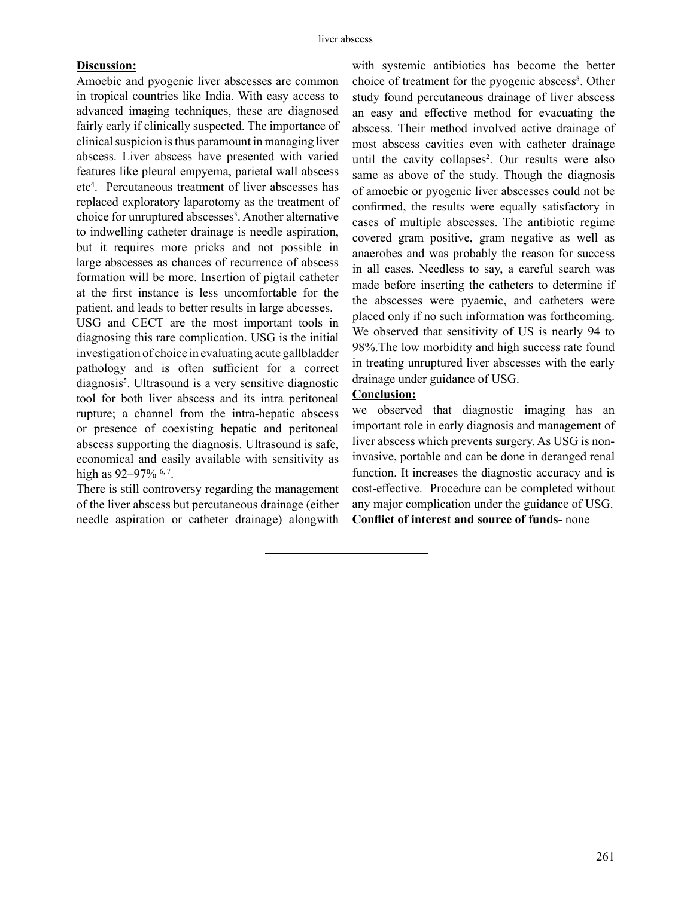**Discussion:**

Amoebic and pyogenic liver abscesses are common in tropical countries like India. With easy access to advanced imaging techniques, these are diagnosed fairly early if clinically suspected. The importance of clinical suspicion is thus paramount in managing liver abscess. Liver abscess have presented with varied features like pleural empyema, parietal wall abscess etc[4]. Percutaneous treatment of liver abscesses has replaced exploratory laparotomy as the treatment of choice for unruptured abscesses[3]. Another alternative to indwelling catheter drainage is needle aspiration, but it requires more pricks and not possible in large abscesses as chances of recurrence of abscess formation will be more. Insertion of pigtail catheter at the first instance is less uncomfortable for the patient, and leads to better results in large abcesses.

USG and CECT are the most important tools in diagnosing this rare complication. USG is the initial investigation of choice in evaluating acute gallbladder pathology and is often sufficient for a correct diagnosis[5]. Ultrasound is a very sensitive diagnostic tool for both liver abscess and its intra peritoneal rupture; a channel from the intra-hepatic abscess or presence of coexisting hepatic and peritoneal abscess supporting the diagnosis. Ultrasound is safe, economical and easily available with sensitivity as high as 92–97% [6, 7].

There is still controversy regarding the management of the liver abscess but percutaneous drainage (either needle aspiration or catheter drainage) alongwith with systemic antibiotics has become the better choice of treatment for the pyogenic abscess[8]. Other study found percutaneous drainage of liver abscess an easy and effective method for evacuating the abscess. Their method involved active drainage of most abscess cavities even with catheter drainage until the cavity collapses[2]. Our results were also same as above of the study. Though the diagnosis of amoebic or pyogenic liver abscesses could not be confirmed, the results were equally satisfactory in cases of multiple abscesses. The antibiotic regime covered gram positive, gram negative as well as anaerobes and was probably the reason for success in all cases. Needless to say, a careful search was made before inserting the catheters to determine if the abscesses were pyaemic, and catheters were placed only if no such information was forthcoming. We observed that sensitivity of US is nearly 94 to 98%.The low morbidity and high success rate found in treating unruptured liver abscesses with the early drainage under guidance of USG.

**Conclusion:**

we observed that diagnostic imaging has an important role in early diagnosis and management of liver abscess which prevents surgery. As USG is non-invasive, portable and can be done in deranged renal function. It increases the diagnostic accuracy and is cost-effective. Procedure can be completed without any major complication under the guidance of USG.

**Conflict of interest and source of funds-** none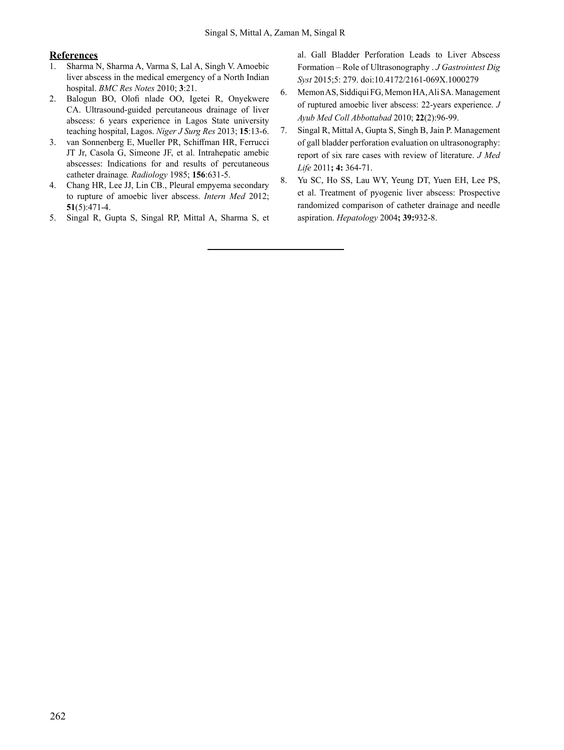## References

1. Sharma N, Sharma A, Varma S, Lal A, Singh V. Amoebic liver abscess in the medical emergency of a North Indian hospital. *BMC Res Notes* 2010; **3**:21.
2. Balogun BO, Olofi nlade OO, Igetei R, Onyekwere CA. Ultrasound-guided percutaneous drainage of liver abscess: 6 years experience in Lagos State university teaching hospital, Lagos. *Niger J Surg Res* 2013; **15**:13-6.
3. van Sonnenberg E, Mueller PR, Schiffman HR, Ferrucci JT Jr, Casola G, Simeone JF, et al. Intrahepatic amebic abscesses: Indications for and results of percutaneous catheter drainage. *Radiology* 1985; **156**:631-5.
4. Chang HR, Lee JJ, Lin CB., Pleural empyema secondary to rupture of amoebic liver abscess. *Intern Med* 2012; **51**(5):471-4.
5. Singal R, Gupta S, Singal RP, Mittal A, Sharma S, et al. Gall Bladder Perforation Leads to Liver Abscess Formation – Role of Ultrasonography . *J Gastrointest Dig Syst* 2015;5: 279. doi:10.4172/2161-069X.1000279
6. Memon AS, Siddiqui FG, Memon HA, Ali SA. Management of ruptured amoebic liver abscess: 22-years experience. *J Ayub Med Coll Abbottabad* 2010; **22**(2):96-99.
7. Singal R, Mittal A, Gupta S, Singh B, Jain P. Management of gall bladder perforation evaluation on ultrasonography: report of six rare cases with review of literature. *J Med Life* 2011**; 4:** 364-71.
8. Yu SC, Ho SS, Lau WY, Yeung DT, Yuen EH, Lee PS, et al. Treatment of pyogenic liver abscess: Prospective randomized comparison of catheter drainage and needle aspiration. *Hepatology* 2004**; 39:**932-8.